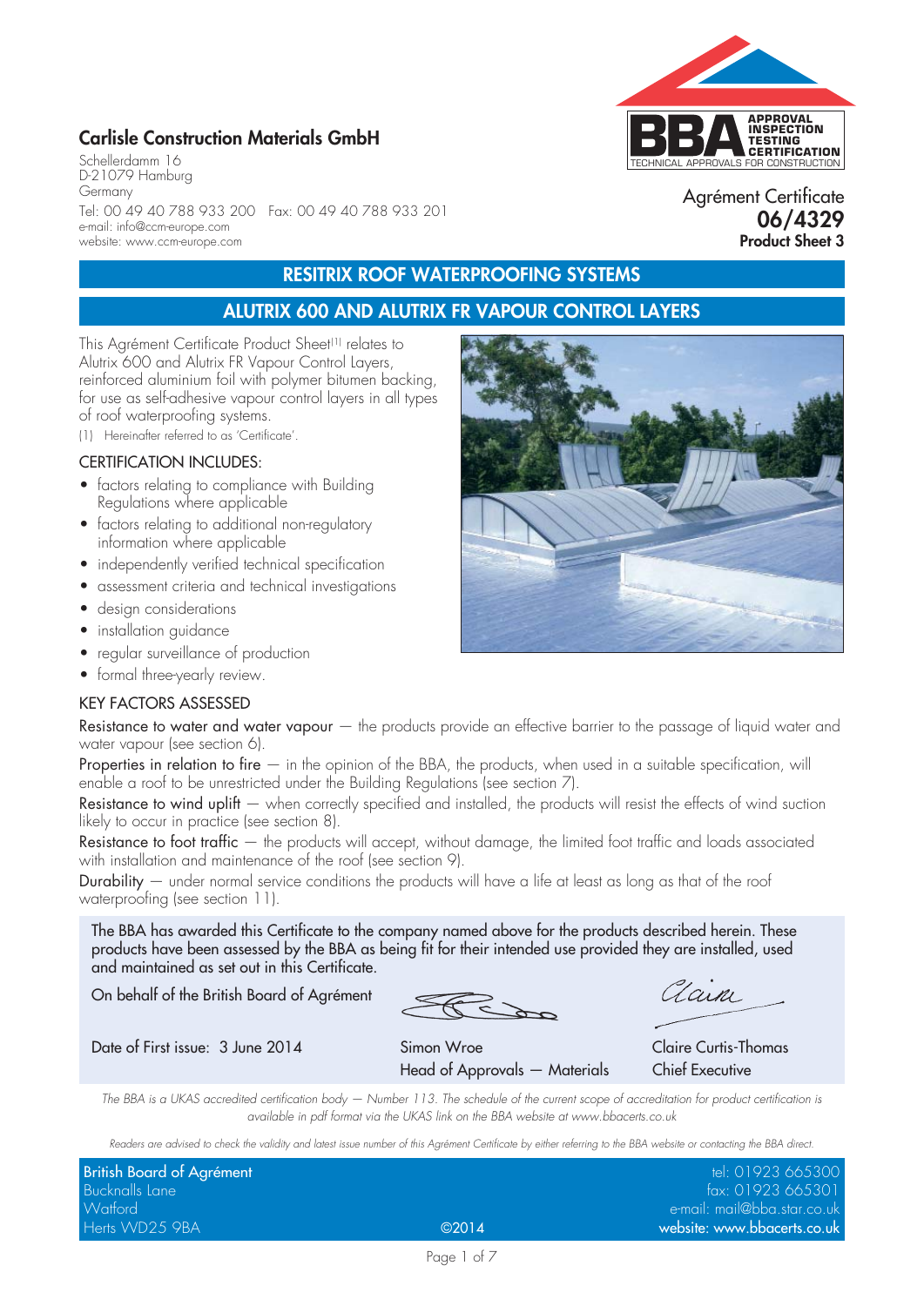## Carlisle Construction Materials GmbH

Schellerdamm 16
D-21079 Hamburg
Germany
Tel: 00 49 40 788 933 200 Fax: 00 49 40 788 933 201
e-mail: info@ccm-europe.com
website: www.ccm-europe.com

Agrément Certificate
**06/4329**
**Product Sheet 3**

# RESITRIX ROOF WATERPROOFING SYSTEMS

## ALUTRIX 600 AND ALUTRIX FR VAPOUR CONTROL LAYERS

This Agrément Certificate Product Sheet[1] relates to Alutrix 600 and Alutrix FR Vapour Control Layers, reinforced aluminium foil with polymer bitumen backing, for use as self-adhesive vapour control layers in all types of roof waterproofing systems.

(1) Hereinafter referred to as 'Certificate'.

### CERTIFICATION INCLUDES:

- factors relating to compliance with Building Regulations where applicable
- factors relating to additional non-regulatory information where applicable
- independently verified technical specification
- assessment criteria and technical investigations
- design considerations
- installation guidance
- regular surveillance of production
- formal three-yearly review.

### KEY FACTORS ASSESSED

Resistance to water and water vapour — the products provide an effective barrier to the passage of liquid water and water vapour (see section 6).

Properties in relation to fire — in the opinion of the BBA, the products, when used in a suitable specification, will enable a roof to be unrestricted under the Building Regulations (see section 7).

Resistance to wind uplift — when correctly specified and installed, the products will resist the effects of wind suction likely to occur in practice (see section 8).

Resistance to foot traffic — the products will accept, without damage, the limited foot traffic and loads associated with installation and maintenance of the roof (see section 9).

Durability — under normal service conditions the products will have a life at least as long as that of the roof waterproofing (see section 11).

The BBA has awarded this Certificate to the company named above for the products described herein. These products have been assessed by the BBA as being fit for their intended use provided they are installed, used and maintained as set out in this Certificate.

On behalf of the British Board of Agrément

Date of First issue: 3 June 2014

Simon Wroe
Head of Approvals — Materials

Claire Curtis-Thomas
Chief Executive

*The BBA is a UKAS accredited certification body — Number 113. The schedule of the current scope of accreditation for product certification is available in pdf format via the UKAS link on the BBA website at www.bbacerts.co.uk*

*Readers are advised to check the validity and latest issue number of this Agrément Certificate by either referring to the BBA website or contacting the BBA direct.*

British Board of Agrément
Bucknalls Lane
Watford
Herts WD25 9BA

©2014

tel: 01923 665300
fax: 01923 665301
e-mail: mail@bba.star.co.uk
website: www.bbacerts.co.uk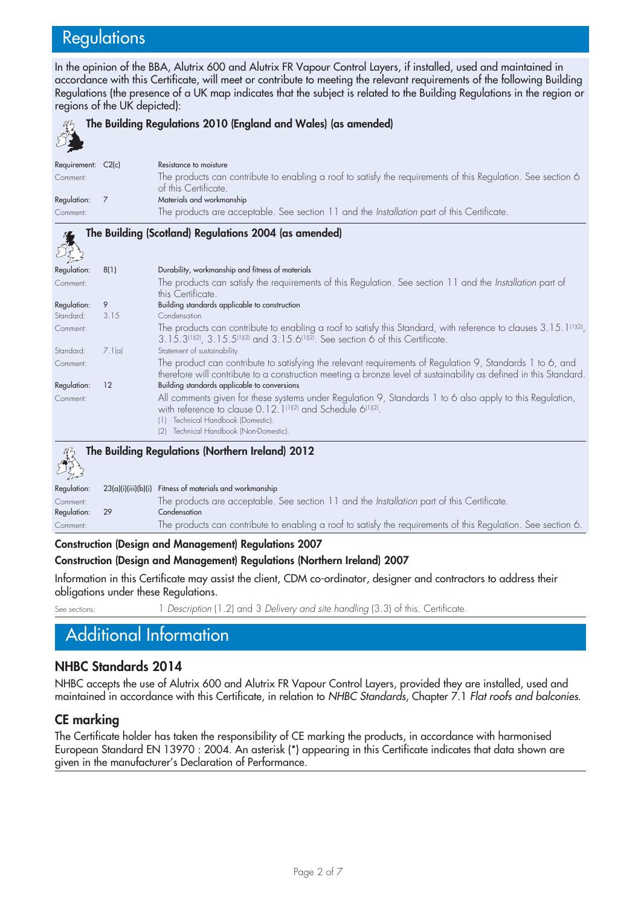# Regulations

In the opinion of the BBA, Alutrix 600 and Alutrix FR Vapour Control Layers, if installed, used and maintained in accordance with this Certificate, will meet or contribute to meeting the relevant requirements of the following Building Regulations (the presence of a UK map indicates that the subject is related to the Building Regulations in the region or regions of the UK depicted):

### The Building Regulations 2010 (England and Wales) (as amended)

| | | |
|---|---|---|
| Requirement: | C2(c) | Resistance to moisture |
| Comment: | | The products can contribute to enabling a roof to satisfy the requirements of this Regulation. See section 6 of this Certificate. |
| Regulation: | 7 | Materials and workmanship |
| Comment: | | The products are acceptable. See section 11 and the *Installation* part of this Certificate. |

### The Building (Scotland) Regulations 2004 (as amended)

| | | |
|---|---|---|
| Regulation: | 8(1) | Durability, workmanship and fitness of materials |
| Comment: | | The products can satisfy the requirements of this Regulation. See section 11 and the *Installation* part of this Certificate. |
| Regulation: | 9 | Building standards applicable to construction |
| Standard: | 3.15 | Condensation |
| Comment: | | The products can contribute to enabling a roof to satisfy this Standard, with reference to clauses 3.15.1[1][2], 3.15.3[1][2], 3.15.5[1][2] and 3.15.6[1][2]. See section 6 of this Certificate. |
| Standard: | 7.1(a) | Statement of sustainability |
| Comment: | | The product can contribute to satisfying the relevant requirements of Regulation 9, Standards 1 to 6, and therefore will contribute to a construction meeting a bronze level of sustainability as defined in this Standard. |
| Regulation: | 12 | Building standards applicable to conversions |
| Comment: | | All comments given for these systems under Regulation 9, Standards 1 to 6 also apply to this Regulation, with reference to clause 0.12.1[1][2] and Schedule 6[1][2]. |

(1) Technical Handbook (Domestic).
(2) Technical Handbook (Non-Domestic).

### The Building Regulations (Northern Ireland) 2012

| | | |
|---|---|---|
| Regulation: | 23(a)(i)(iii)(b)(i) | Fitness of materials and workmanship |
| Comment: | | The products are acceptable. See section 11 and the *Installation* part of this Certificate. |
| Regulation: | 29 | Condensation |
| Comment: | | The products can contribute to enabling a roof to satisfy the requirements of this Regulation. See section 6. |

**Construction (Design and Management) Regulations 2007**

**Construction (Design and Management) Regulations (Northern Ireland) 2007**

Information in this Certificate may assist the client, CDM co-ordinator, designer and contractors to address their obligations under these Regulations.

See sections: 1 *Description* (1.2) and 3 *Delivery and site handling* (3.3) of this. Certificate.

# Additional Information

## NHBC Standards 2014

NHBC accepts the use of Alutrix 600 and Alutrix FR Vapour Control Layers, provided they are installed, used and maintained in accordance with this Certificate, in relation to *NHBC Standards*, Chapter 7.1 *Flat roofs and balconies*.

## CE marking

The Certificate holder has taken the responsibility of CE marking the products, in accordance with harmonised European Standard EN 13970 : 2004. An asterisk (*) appearing in this Certificate indicates that data shown are given in the manufacturer's Declaration of Performance.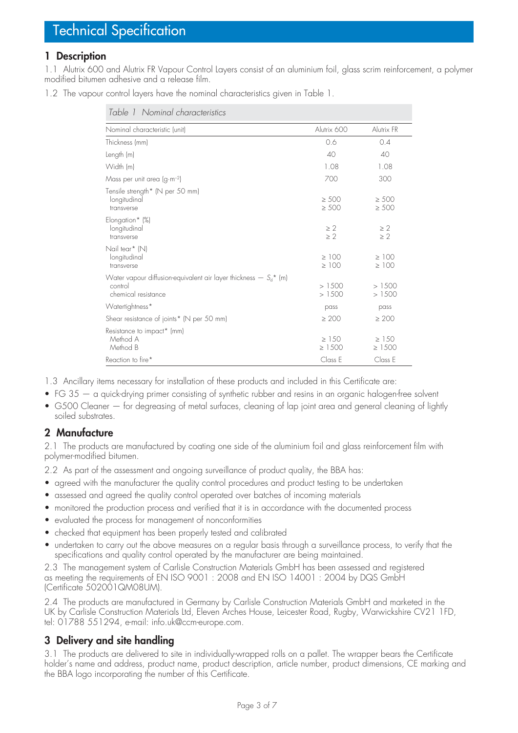# Technical Specification

## 1 Description

1.1 Alutrix 600 and Alutrix FR Vapour Control Layers consist of an aluminium foil, glass scrim reinforcement, a polymer modified bitumen adhesive and a release film.

1.2 The vapour control layers have the nominal characteristics given in Table 1.

*Table 1 Nominal characteristics*

| Nominal characteristic (unit) | Alutrix 600 | Alutrix FR |
|---|---|---|
| Thickness (mm) | 0.6 | 0.4 |
| Length (m) | 40 | 40 |
| Width (m) | 1.08 | 1.08 |
| Mass per unit area ($g{\cdot}m^{-2}$) | 700 | 300 |
| Tensile strength* (N per 50 mm) | | |
| longitudinal | ≥ 500 | ≥ 500 |
| transverse | ≥ 500 | ≥ 500 |
| Elongation* (%) | | |
| longitudinal | ≥ 2 | ≥ 2 |
| transverse | ≥ 2 | ≥ 2 |
| Nail tear* (N) | | |
| longitudinal | ≥ 100 | ≥ 100 |
| transverse | ≥ 100 | ≥ 100 |
| Water vapour diffusion-equivalent air layer thickness — $S_d$* (m) | | |
| control | > 1500 | > 1500 |
| chemical resistance | > 1500 | > 1500 |
| Watertightness* | pass | pass |
| Shear resistance of joints* (N per 50 mm) | ≥ 200 | ≥ 200 |
| Resistance to impact* (mm) | | |
| Method A | ≥ 150 | ≥ 150 |
| Method B | ≥ 1500 | ≥ 1500 |
| Reaction to fire* | Class E | Class E |

1.3 Ancillary items necessary for installation of these products and included in this Certificate are:

- FG 35 — a quick-drying primer consisting of synthetic rubber and resins in an organic halogen-free solvent
- G500 Cleaner — for degreasing of metal surfaces, cleaning of lap joint area and general cleaning of lightly soiled substrates.

## 2 Manufacture

2.1 The products are manufactured by coating one side of the aluminium foil and glass reinforcement film with polymer-modified bitumen.

2.2 As part of the assessment and ongoing surveillance of product quality, the BBA has:

- agreed with the manufacturer the quality control procedures and product testing to be undertaken
- assessed and agreed the quality control operated over batches of incoming materials
- monitored the production process and verified that it is in accordance with the documented process
- evaluated the process for management of nonconformities
- checked that equipment has been properly tested and calibrated
- undertaken to carry out the above measures on a regular basis through a surveillance process, to verify that the specifications and quality control operated by the manufacturer are being maintained.

2.3 The management system of Carlisle Construction Materials GmbH has been assessed and registered as meeting the requirements of EN ISO 9001 : 2008 and EN ISO 14001 : 2004 by DQS GmbH (Certificate 502001QM08UM).

2.4 The products are manufactured in Germany by Carlisle Construction Materials GmbH and marketed in the UK by Carlisle Construction Materials Ltd, Eleven Arches House, Leicester Road, Rugby, Warwickshire CV21 1FD, tel: 01788 551294, e-mail: info.uk@ccm-europe.com.

## 3 Delivery and site handling

3.1 The products are delivered to site in individually-wrapped rolls on a pallet. The wrapper bears the Certificate holder's name and address, product name, product description, article number, product dimensions, CE marking and the BBA logo incorporating the number of this Certificate.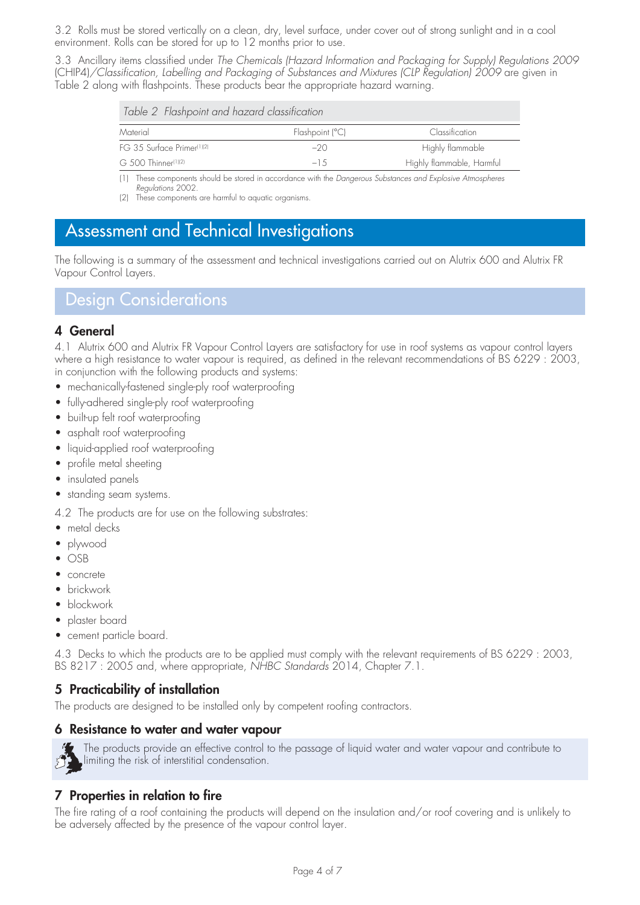3.2 Rolls must be stored vertically on a clean, dry, level surface, under cover out of strong sunlight and in a cool environment. Rolls can be stored for up to 12 months prior to use.

3.3 Ancillary items classified under *The Chemicals (Hazard Information and Packaging for Supply) Regulations 2009* (CHIP4)/*Classification, Labelling and Packaging of Substances and Mixtures (CLP Regulation) 2009* are given in Table 2 along with flashpoints. These products bear the appropriate hazard warning.

*Table 2 Flashpoint and hazard classification*

| Material | Flashpoint (°C) | Classification |
|---|---|---|
| FG 35 Surface Primer[1][2] | −20 | Highly flammable |
| G 500 Thinner[1][2] | −15 | Highly flammable, Harmful |

(1) These components should be stored in accordance with the *Dangerous Substances and Explosive Atmospheres Regulations* 2002.
(2) These components are harmful to aquatic organisms.

# Assessment and Technical Investigations

The following is a summary of the assessment and technical investigations carried out on Alutrix 600 and Alutrix FR Vapour Control Layers.

## Design Considerations

### 4 General

4.1 Alutrix 600 and Alutrix FR Vapour Control Layers are satisfactory for use in roof systems as vapour control layers where a high resistance to water vapour is required, as defined in the relevant recommendations of BS 6229 : 2003, in conjunction with the following products and systems:

- mechanically-fastened single-ply roof waterproofing
- fully-adhered single-ply roof waterproofing
- built-up felt roof waterproofing
- asphalt roof waterproofing
- liquid-applied roof waterproofing
- profile metal sheeting
- insulated panels
- standing seam systems.

4.2 The products are for use on the following substrates:

- metal decks
- plywood
- OSB
- concrete
- brickwork
- blockwork
- plaster board
- cement particle board.

4.3 Decks to which the products are to be applied must comply with the relevant requirements of BS 6229 : 2003, BS 8217 : 2005 and, where appropriate, *NHBC Standards* 2014, Chapter 7.1.

### 5 Practicability of installation

The products are designed to be installed only by competent roofing contractors.

### 6 Resistance to water and water vapour

The products provide an effective control to the passage of liquid water and water vapour and contribute to limiting the risk of interstitial condensation.

### 7 Properties in relation to fire

The fire rating of a roof containing the products will depend on the insulation and/or roof covering and is unlikely to be adversely affected by the presence of the vapour control layer.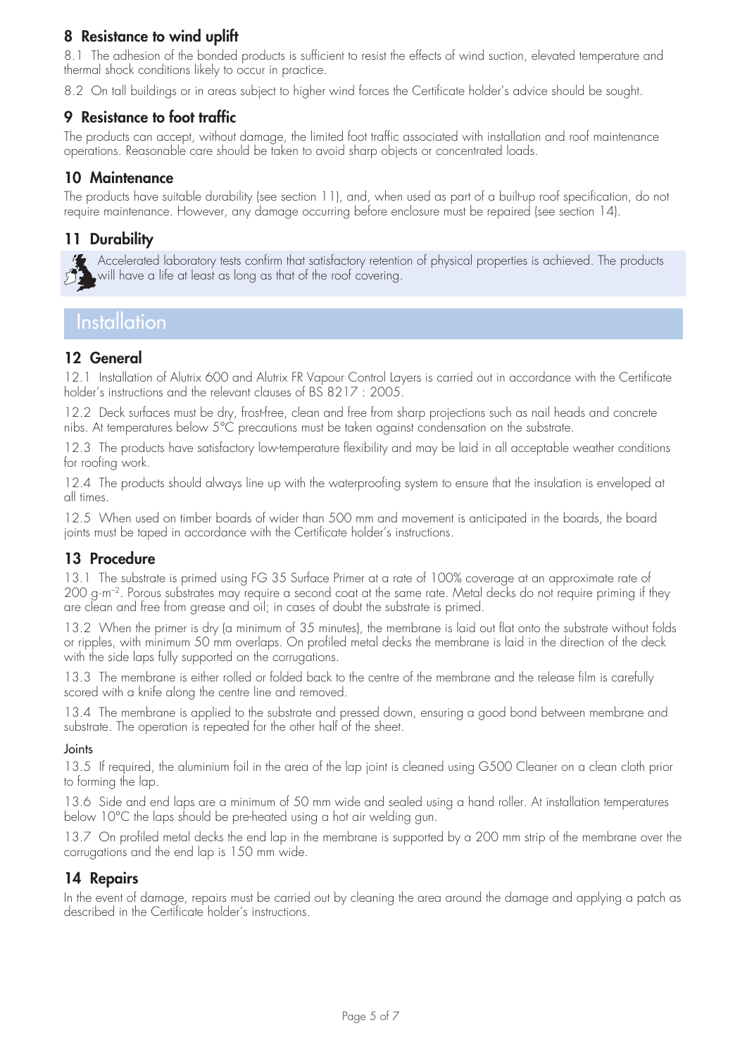## 8 Resistance to wind uplift

8.1 The adhesion of the bonded products is sufficient to resist the effects of wind suction, elevated temperature and thermal shock conditions likely to occur in practice.

8.2 On tall buildings or in areas subject to higher wind forces the Certificate holder's advice should be sought.

## 9 Resistance to foot traffic

The products can accept, without damage, the limited foot traffic associated with installation and roof maintenance operations. Reasonable care should be taken to avoid sharp objects or concentrated loads.

## 10 Maintenance

The products have suitable durability (see section 11), and, when used as part of a built-up roof specification, do not require maintenance. However, any damage occurring before enclosure must be repaired (see section 14).

## 11 Durability

Accelerated laboratory tests confirm that satisfactory retention of physical properties is achieved. The products will have a life at least as long as that of the roof covering.

# Installation

## 12 General

12.1 Installation of Alutrix 600 and Alutrix FR Vapour Control Layers is carried out in accordance with the Certificate holder's instructions and the relevant clauses of BS 8217 : 2005.

12.2 Deck surfaces must be dry, frost-free, clean and free from sharp projections such as nail heads and concrete nibs. At temperatures below 5°C precautions must be taken against condensation on the substrate.

12.3 The products have satisfactory low-temperature flexibility and may be laid in all acceptable weather conditions for roofing work.

12.4 The products should always line up with the waterproofing system to ensure that the insulation is enveloped at all times.

12.5 When used on timber boards of wider than 500 mm and movement is anticipated in the boards, the board joints must be taped in accordance with the Certificate holder's instructions.

## 13 Procedure

13.1 The substrate is primed using FG 35 Surface Primer at a rate of 100% coverage at an approximate rate of 200 $g \cdot m^{-2}$. Porous substrates may require a second coat at the same rate. Metal decks do not require priming if they are clean and free from grease and oil; in cases of doubt the substrate is primed.

13.2 When the primer is dry (a minimum of 35 minutes), the membrane is laid out flat onto the substrate without folds or ripples, with minimum 50 mm overlaps. On profiled metal decks the membrane is laid in the direction of the deck with the side laps fully supported on the corrugations.

13.3 The membrane is either rolled or folded back to the centre of the membrane and the release film is carefully scored with a knife along the centre line and removed.

13.4 The membrane is applied to the substrate and pressed down, ensuring a good bond between membrane and substrate. The operation is repeated for the other half of the sheet.

### Joints

13.5 If required, the aluminium foil in the area of the lap joint is cleaned using G500 Cleaner on a clean cloth prior to forming the lap.

13.6 Side and end laps are a minimum of 50 mm wide and sealed using a hand roller. At installation temperatures below 10°C the laps should be pre-heated using a hot air welding gun.

13.7 On profiled metal decks the end lap in the membrane is supported by a 200 mm strip of the membrane over the corrugations and the end lap is 150 mm wide.

## 14 Repairs

In the event of damage, repairs must be carried out by cleaning the area around the damage and applying a patch as described in the Certificate holder's instructions.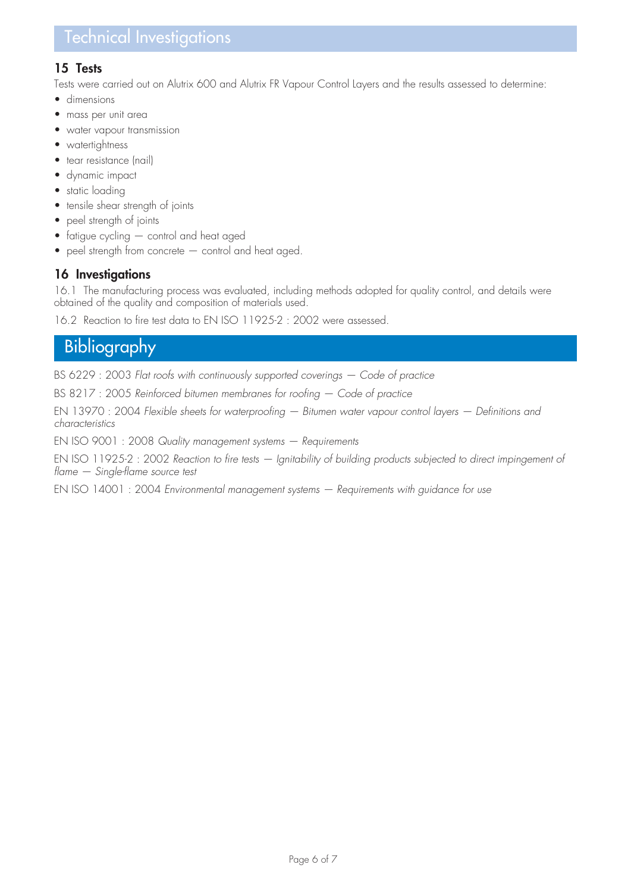# Technical Investigations

## 15 Tests

Tests were carried out on Alutrix 600 and Alutrix FR Vapour Control Layers and the results assessed to determine:

- dimensions
- mass per unit area
- water vapour transmission
- watertightness
- tear resistance (nail)
- dynamic impact
- static loading
- tensile shear strength of joints
- peel strength of joints
- fatigue cycling — control and heat aged
- peel strength from concrete — control and heat aged.

## 16 Investigations

16.1 The manufacturing process was evaluated, including methods adopted for quality control, and details were obtained of the quality and composition of materials used.

16.2 Reaction to fire test data to EN ISO 11925-2 : 2002 were assessed.

# Bibliography

BS 6229 : 2003 *Flat roofs with continuously supported coverings — Code of practice*

BS 8217 : 2005 *Reinforced bitumen membranes for roofing — Code of practice*

EN 13970 : 2004 *Flexible sheets for waterproofing — Bitumen water vapour control layers — Definitions and characteristics*

EN ISO 9001 : 2008 *Quality management systems — Requirements*

EN ISO 11925-2 : 2002 *Reaction to fire tests — Ignitability of building products subjected to direct impingement of flame — Single-flame source test*

EN ISO 14001 : 2004 *Environmental management systems — Requirements with guidance for use*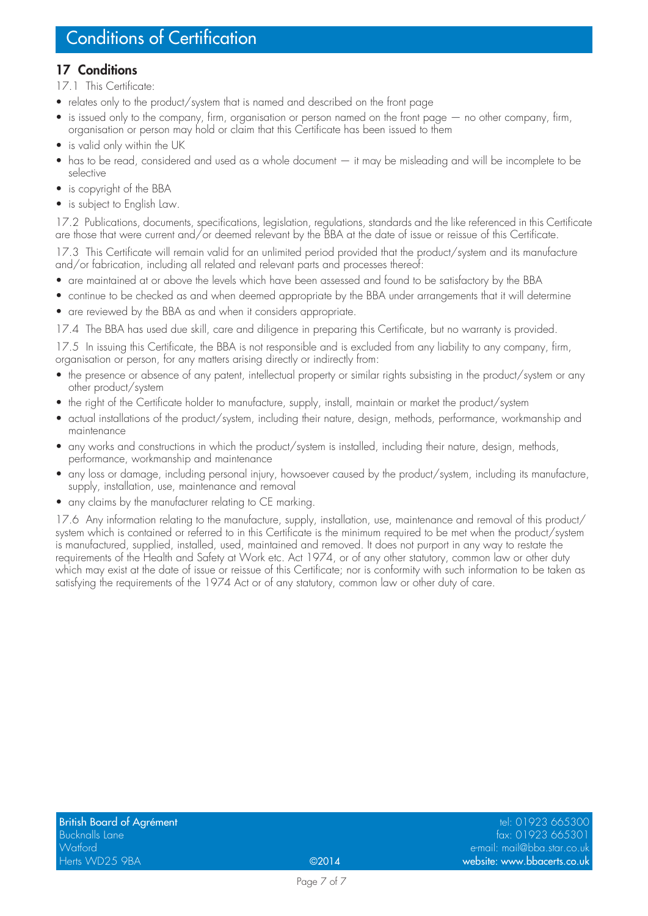# Conditions of Certification

## 17 Conditions

17.1 This Certificate:

- relates only to the product/system that is named and described on the front page
- is issued only to the company, firm, organisation or person named on the front page — no other company, firm, organisation or person may hold or claim that this Certificate has been issued to them
- is valid only within the UK
- has to be read, considered and used as a whole document — it may be misleading and will be incomplete to be selective
- is copyright of the BBA
- is subject to English Law.

17.2 Publications, documents, specifications, legislation, regulations, standards and the like referenced in this Certificate are those that were current and/or deemed relevant by the BBA at the date of issue or reissue of this Certificate.

17.3 This Certificate will remain valid for an unlimited period provided that the product/system and its manufacture and/or fabrication, including all related and relevant parts and processes thereof:

- are maintained at or above the levels which have been assessed and found to be satisfactory by the BBA
- continue to be checked as and when deemed appropriate by the BBA under arrangements that it will determine
- are reviewed by the BBA as and when it considers appropriate.

17.4 The BBA has used due skill, care and diligence in preparing this Certificate, but no warranty is provided.

17.5 In issuing this Certificate, the BBA is not responsible and is excluded from any liability to any company, firm, organisation or person, for any matters arising directly or indirectly from:

- the presence or absence of any patent, intellectual property or similar rights subsisting in the product/system or any other product/system
- the right of the Certificate holder to manufacture, supply, install, maintain or market the product/system
- actual installations of the product/system, including their nature, design, methods, performance, workmanship and maintenance
- any works and constructions in which the product/system is installed, including their nature, design, methods, performance, workmanship and maintenance
- any loss or damage, including personal injury, howsoever caused by the product/system, including its manufacture, supply, installation, use, maintenance and removal
- any claims by the manufacturer relating to CE marking.

17.6 Any information relating to the manufacture, supply, installation, use, maintenance and removal of this product/system which is contained or referred to in this Certificate is the minimum required to be met when the product/system is manufactured, supplied, installed, used, maintained and removed. It does not purport in any way to restate the requirements of the Health and Safety at Work etc. Act 1974, or of any other statutory, common law or other duty which may exist at the date of issue or reissue of this Certificate; nor is conformity with such information to be taken as satisfying the requirements of the 1974 Act or of any statutory, common law or other duty of care.

**British Board of Agrément**
Bucknalls Lane
Watford
Herts WD25 9BA

©2014

tel: 01923 665300
fax: 01923 665301
e-mail: mail@bba.star.co.uk
**website: www.bbacerts.co.uk**